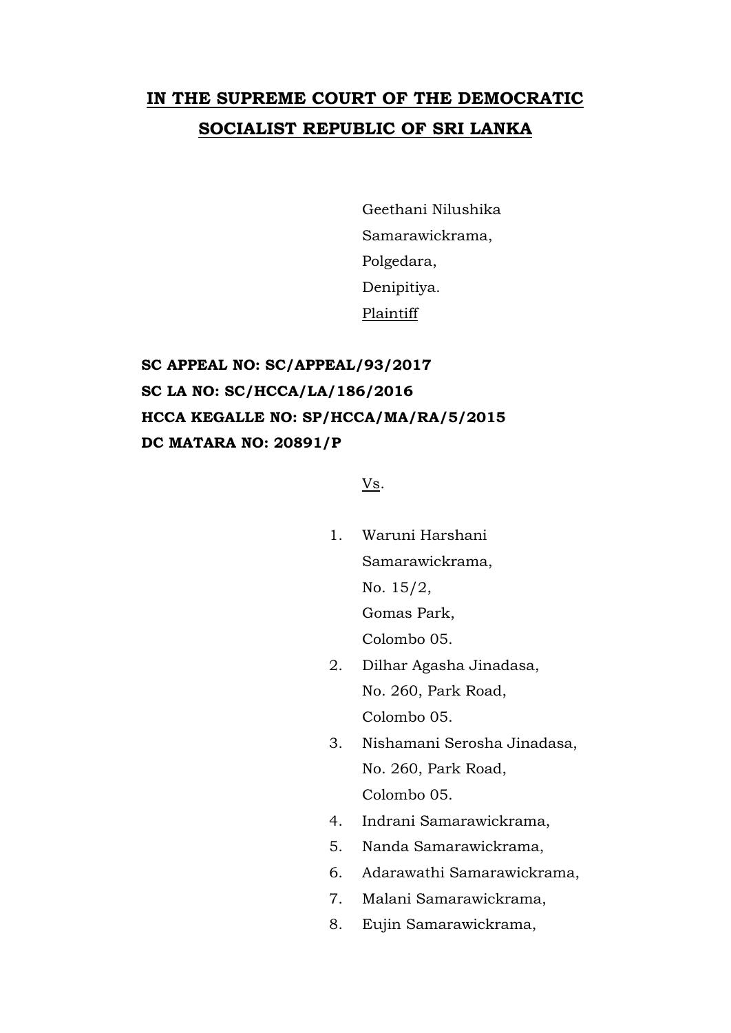**IN THE SUPREME COURT OF THE DEMOCRATIC SOCIALIST REPUBLIC OF SRI LANKA**

Geethani Nilushika
Samarawickrama,
Polgedara,
Denipitiya.
Plaintiff

**SC APPEAL NO: SC/APPEAL/93/2017**
**SC LA NO: SC/HCCA/LA/186/2016**
**HCCA KEGALLE NO: SP/HCCA/MA/RA/5/2015**
**DC MATARA NO: 20891/P**

Vs.

1. Waruni Harshani
   Samarawickrama,
   No. 15/2,
   Gomas Park,
   Colombo 05.
2. Dilhar Agasha Jinadasa,
   No. 260, Park Road,
   Colombo 05.
3. Nishamani Serosha Jinadasa,
   No. 260, Park Road,
   Colombo 05.
4. Indrani Samarawickrama,
5. Nanda Samarawickrama,
6. Adarawathi Samarawickrama,
7. Malani Samarawickrama,
8. Eujin Samarawickrama,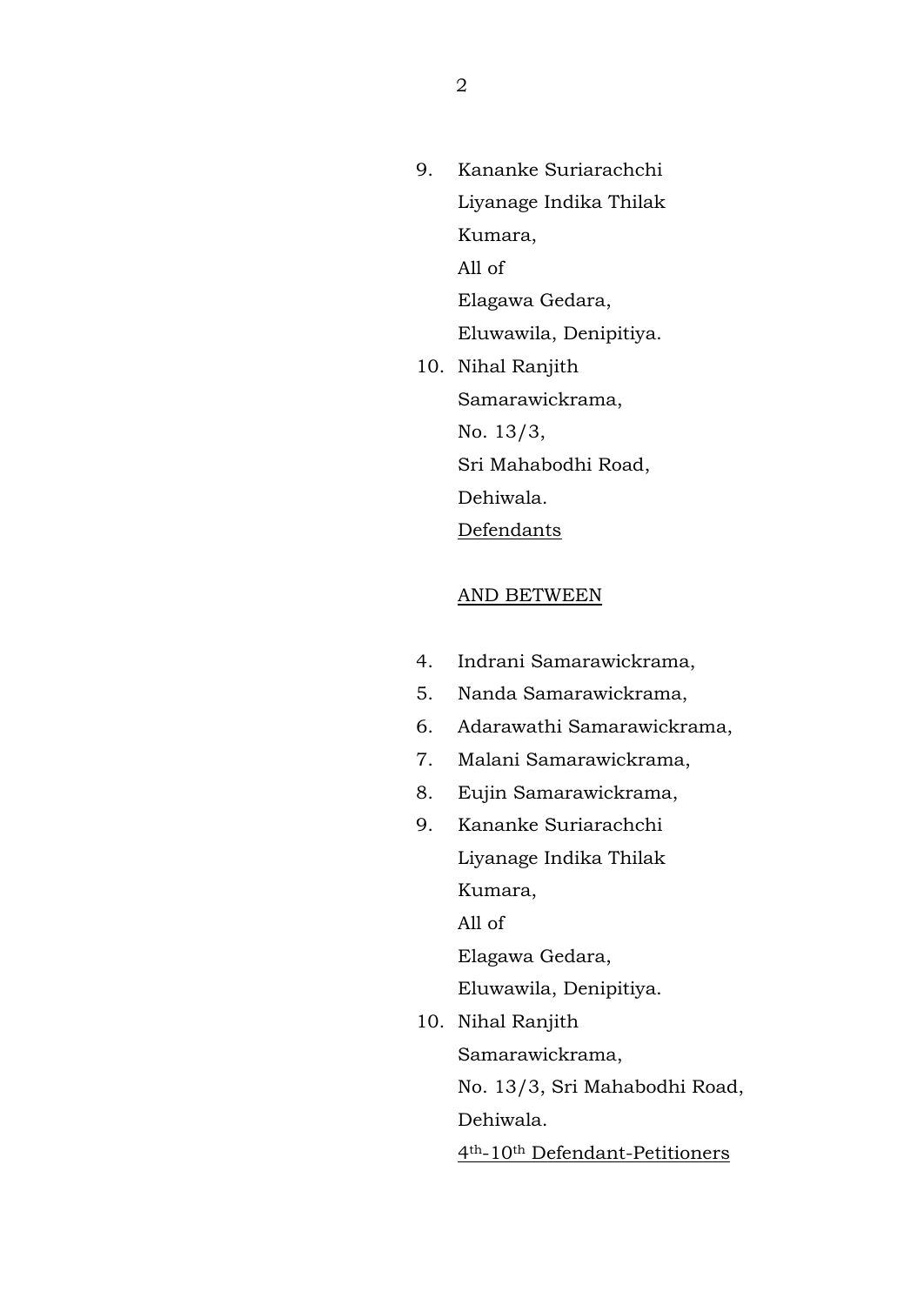9. Kananke Suriarachchi
   Liyanage Indika Thilak
   Kumara,
   All of
   Elagawa Gedara,
   Eluwawila, Denipitiya.
10. Nihal Ranjith
    Samarawickrama,
    No. 13/3,
    Sri Mahabodhi Road,
    Dehiwala.
    <u>Defendants</u>

<u>AND BETWEEN</u>

4. Indrani Samarawickrama,
5. Nanda Samarawickrama,
6. Adarawathi Samarawickrama,
7. Malani Samarawickrama,
8. Eujin Samarawickrama,
9. Kananke Suriarachchi
   Liyanage Indika Thilak
   Kumara,
   All of
   Elagawa Gedara,
   Eluwawila, Denipitiya.
10. Nihal Ranjith
    Samarawickrama,
    No. 13/3, Sri Mahabodhi Road,
    Dehiwala.
    <u>4th-10th Defendant-Petitioners</u>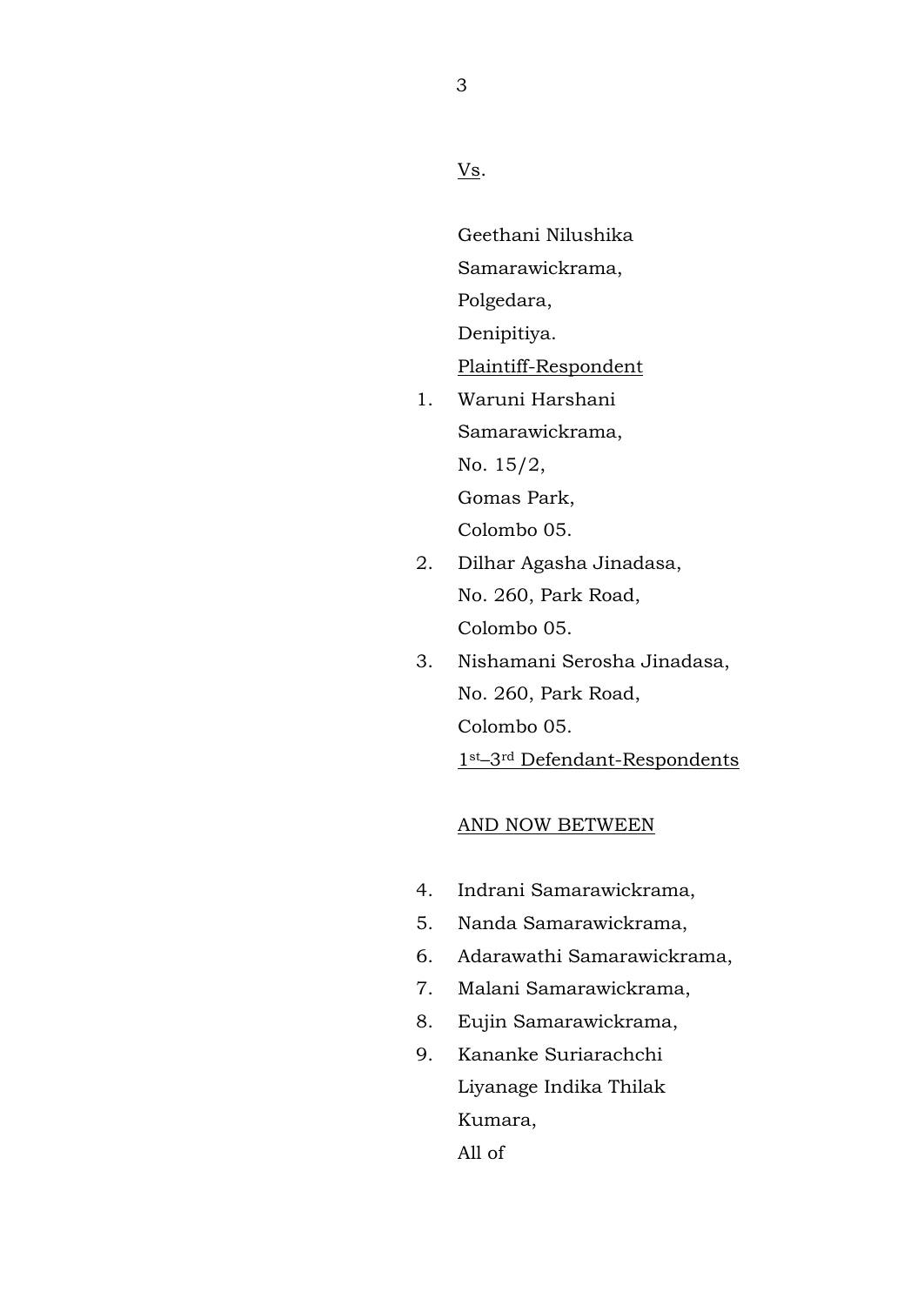Vs.

Geethani Nilushika Samarawickrama,
Polgedara,
Denipitiya.
Plaintiff-Respondent

1. Waruni Harshani Samarawickrama,
   No. 15/2,
   Gomas Park,
   Colombo 05.
2. Dilhar Agasha Jinadasa,
   No. 260, Park Road,
   Colombo 05.
3. Nishamani Serosha Jinadasa,
   No. 260, Park Road,
   Colombo 05.

1st–3rd Defendant-Respondents

AND NOW BETWEEN

4. Indrani Samarawickrama,
5. Nanda Samarawickrama,
6. Adarawathi Samarawickrama,
7. Malani Samarawickrama,
8. Eujin Samarawickrama,
9. Kananke Suriarachchi Liyanage Indika Thilak Kumara,

All of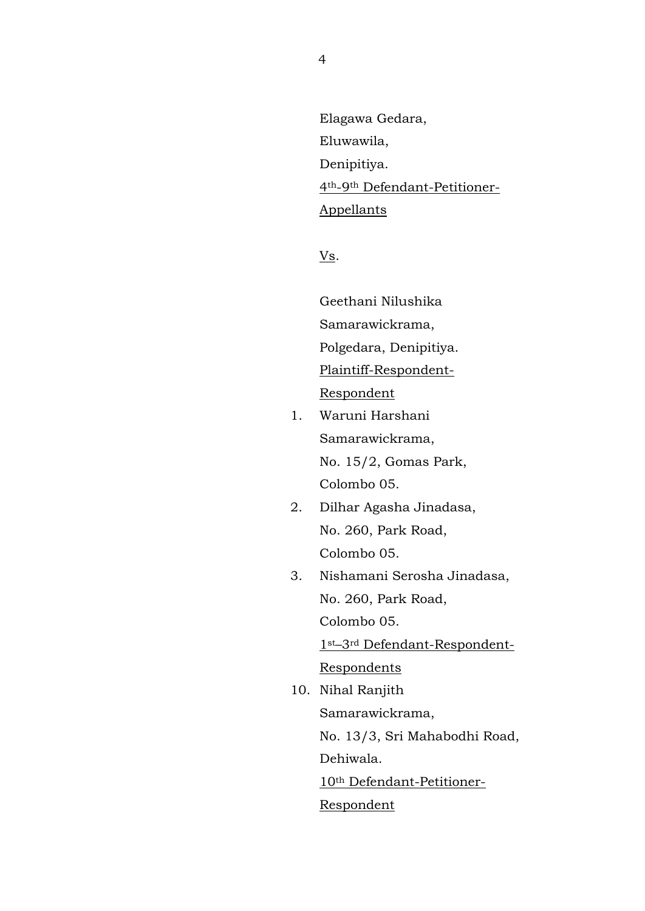Elagawa Gedara,
Eluwawila,
Denipitiya.
4th-9th Defendant-Petitioner-Appellants

Vs.

Geethani Nilushika Samarawickrama,
Polgedara, Denipitiya.
Plaintiff-Respondent-Respondent

1. Waruni Harshani Samarawickrama,
   No. 15/2, Gomas Park,
   Colombo 05.
2. Dilhar Agasha Jinadasa,
   No. 260, Park Road,
   Colombo 05.
3. Nishamani Serosha Jinadasa,
   No. 260, Park Road,
   Colombo 05.
   1st–3rd Defendant-Respondent-Respondents

10. Nihal Ranjith Samarawickrama,
    No. 13/3, Sri Mahabodhi Road,
    Dehiwala.
    10th Defendant-Petitioner-Respondent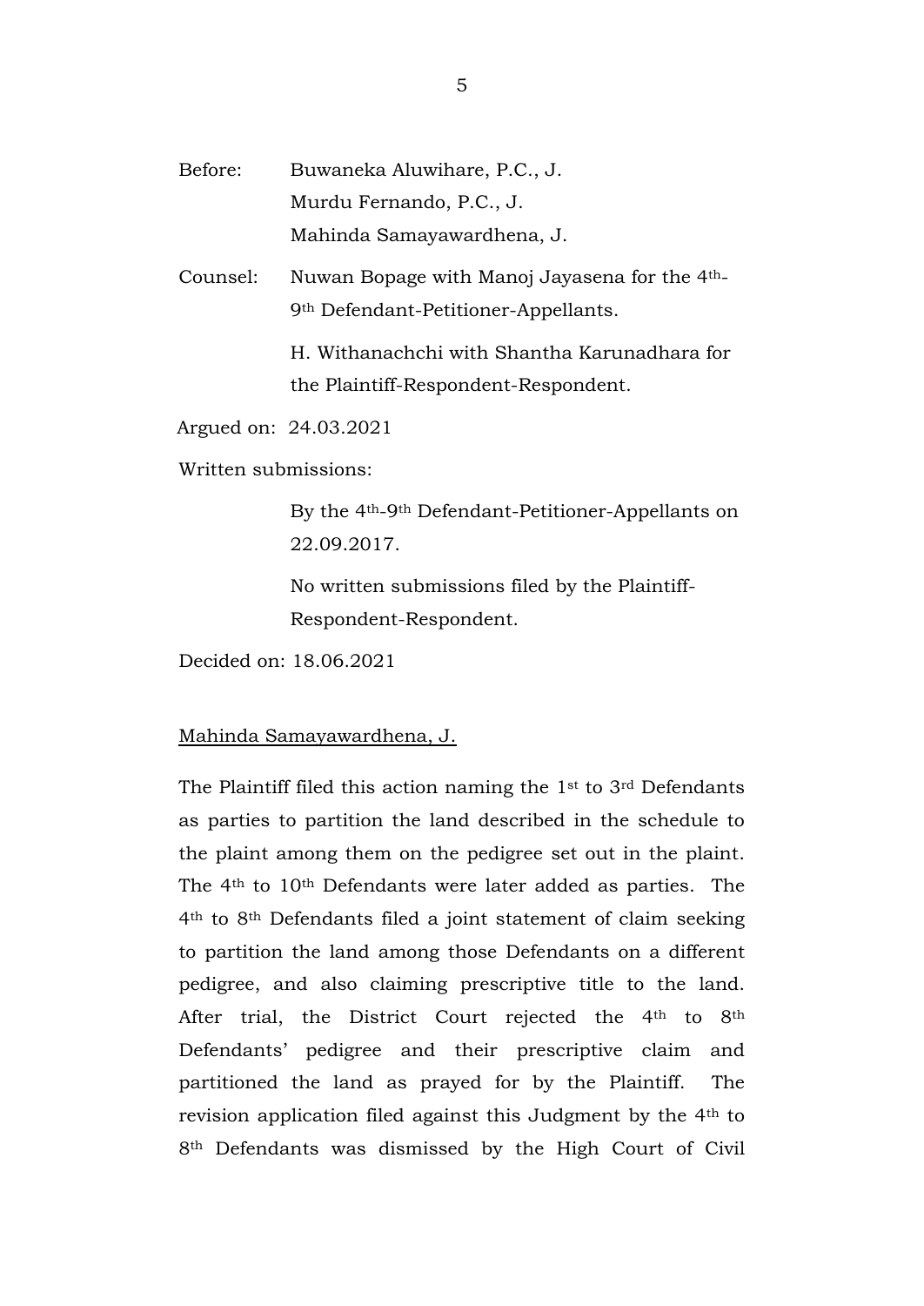Before: Buwaneka Aluwihare, P.C., J.
Murdu Fernando, P.C., J.
Mahinda Samayawardhena, J.

Counsel: Nuwan Bopage with Manoj Jayasena for the 4th-9th Defendant-Petitioner-Appellants.

H. Withanachchi with Shantha Karunadhara for the Plaintiff-Respondent-Respondent.

Argued on: 24.03.2021

Written submissions:

By the 4th-9th Defendant-Petitioner-Appellants on 22.09.2017.

No written submissions filed by the Plaintiff-Respondent-Respondent.

Decided on: 18.06.2021

Mahinda Samayawardhena, J.

The Plaintiff filed this action naming the 1st to 3rd Defendants as parties to partition the land described in the schedule to the plaint among them on the pedigree set out in the plaint. The 4th to 10th Defendants were later added as parties. The 4th to 8th Defendants filed a joint statement of claim seeking to partition the land among those Defendants on a different pedigree, and also claiming prescriptive title to the land. After trial, the District Court rejected the 4th to 8th Defendants' pedigree and their prescriptive claim and partitioned the land as prayed for by the Plaintiff. The revision application filed against this Judgment by the 4th to 8th Defendants was dismissed by the High Court of Civil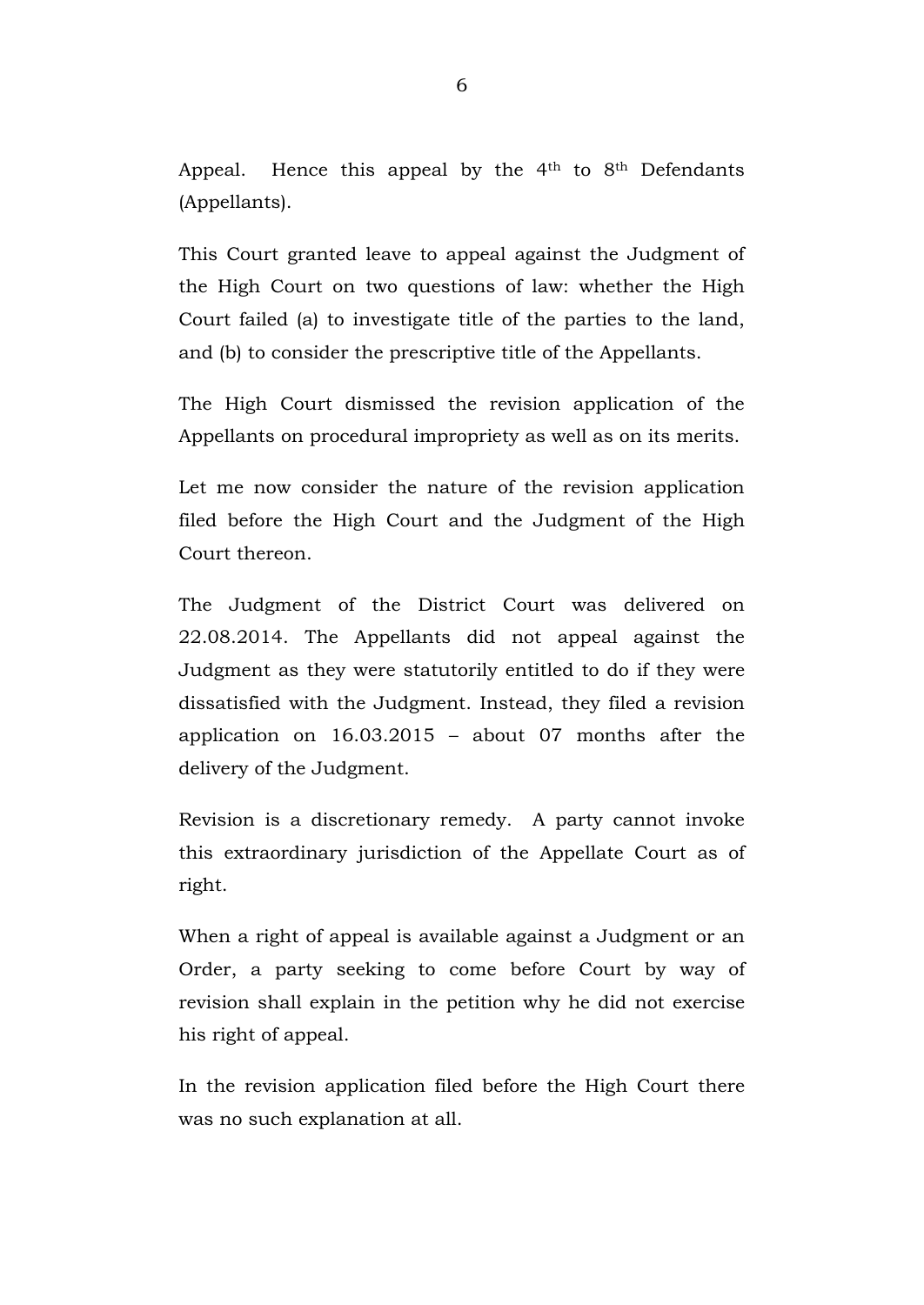Appeal. Hence this appeal by the 4th to 8th Defendants (Appellants).

This Court granted leave to appeal against the Judgment of the High Court on two questions of law: whether the High Court failed (a) to investigate title of the parties to the land, and (b) to consider the prescriptive title of the Appellants.

The High Court dismissed the revision application of the Appellants on procedural impropriety as well as on its merits.

Let me now consider the nature of the revision application filed before the High Court and the Judgment of the High Court thereon.

The Judgment of the District Court was delivered on 22.08.2014. The Appellants did not appeal against the Judgment as they were statutorily entitled to do if they were dissatisfied with the Judgment. Instead, they filed a revision application on 16.03.2015 – about 07 months after the delivery of the Judgment.

Revision is a discretionary remedy. A party cannot invoke this extraordinary jurisdiction of the Appellate Court as of right.

When a right of appeal is available against a Judgment or an Order, a party seeking to come before Court by way of revision shall explain in the petition why he did not exercise his right of appeal.

In the revision application filed before the High Court there was no such explanation at all.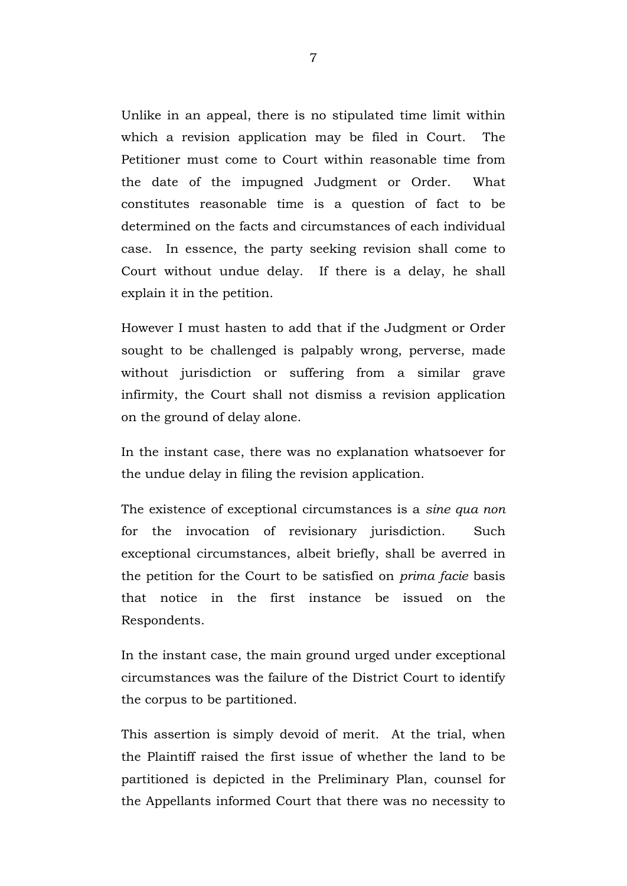Unlike in an appeal, there is no stipulated time limit within which a revision application may be filed in Court. The Petitioner must come to Court within reasonable time from the date of the impugned Judgment or Order. What constitutes reasonable time is a question of fact to be determined on the facts and circumstances of each individual case. In essence, the party seeking revision shall come to Court without undue delay. If there is a delay, he shall explain it in the petition.

However I must hasten to add that if the Judgment or Order sought to be challenged is palpably wrong, perverse, made without jurisdiction or suffering from a similar grave infirmity, the Court shall not dismiss a revision application on the ground of delay alone.

In the instant case, there was no explanation whatsoever for the undue delay in filing the revision application.

The existence of exceptional circumstances is a *sine qua non* for the invocation of revisionary jurisdiction. Such exceptional circumstances, albeit briefly, shall be averred in the petition for the Court to be satisfied on *prima facie* basis that notice in the first instance be issued on the Respondents.

In the instant case, the main ground urged under exceptional circumstances was the failure of the District Court to identify the corpus to be partitioned.

This assertion is simply devoid of merit. At the trial, when the Plaintiff raised the first issue of whether the land to be partitioned is depicted in the Preliminary Plan, counsel for the Appellants informed Court that there was no necessity to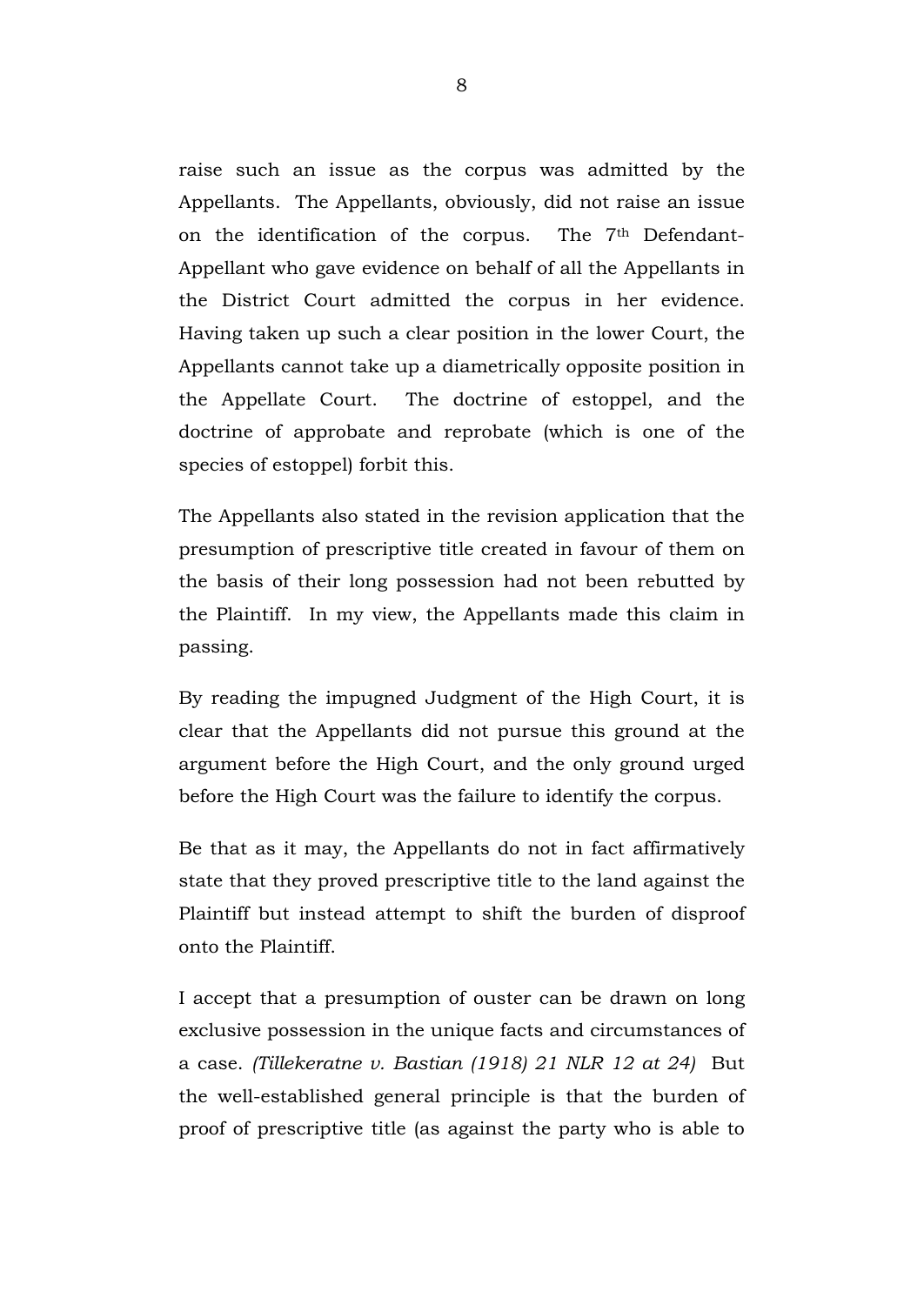raise such an issue as the corpus was admitted by the Appellants. The Appellants, obviously, did not raise an issue on the identification of the corpus. The 7th Defendant-Appellant who gave evidence on behalf of all the Appellants in the District Court admitted the corpus in her evidence. Having taken up such a clear position in the lower Court, the Appellants cannot take up a diametrically opposite position in the Appellate Court. The doctrine of estoppel, and the doctrine of approbate and reprobate (which is one of the species of estoppel) forbit this.

The Appellants also stated in the revision application that the presumption of prescriptive title created in favour of them on the basis of their long possession had not been rebutted by the Plaintiff. In my view, the Appellants made this claim in passing.

By reading the impugned Judgment of the High Court, it is clear that the Appellants did not pursue this ground at the argument before the High Court, and the only ground urged before the High Court was the failure to identify the corpus.

Be that as it may, the Appellants do not in fact affirmatively state that they proved prescriptive title to the land against the Plaintiff but instead attempt to shift the burden of disproof onto the Plaintiff.

I accept that a presumption of ouster can be drawn on long exclusive possession in the unique facts and circumstances of a case. *(Tillekeratne v. Bastian (1918) 21 NLR 12 at 24)* But the well-established general principle is that the burden of proof of prescriptive title (as against the party who is able to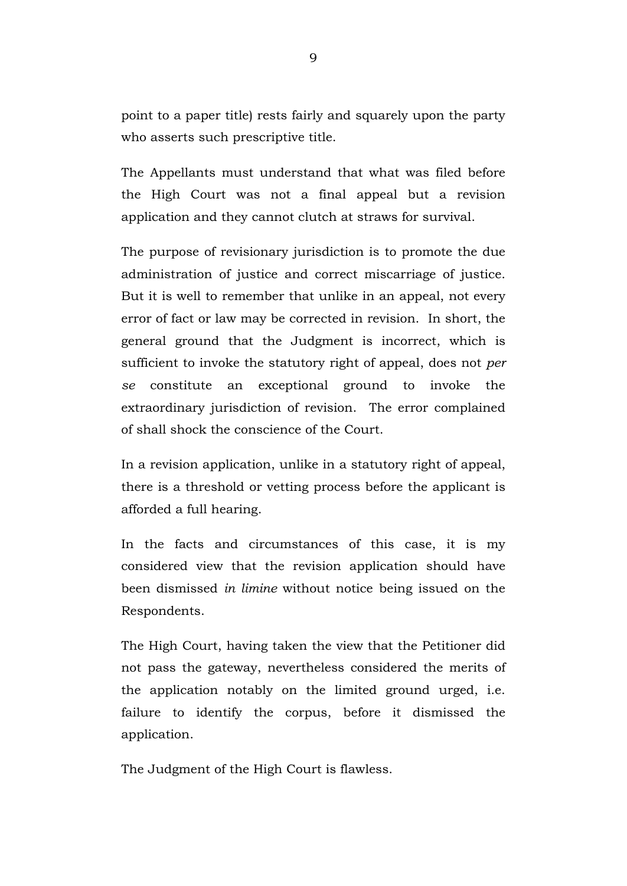point to a paper title) rests fairly and squarely upon the party who asserts such prescriptive title.

The Appellants must understand that what was filed before the High Court was not a final appeal but a revision application and they cannot clutch at straws for survival.

The purpose of revisionary jurisdiction is to promote the due administration of justice and correct miscarriage of justice. But it is well to remember that unlike in an appeal, not every error of fact or law may be corrected in revision. In short, the general ground that the Judgment is incorrect, which is sufficient to invoke the statutory right of appeal, does not *per se* constitute an exceptional ground to invoke the extraordinary jurisdiction of revision. The error complained of shall shock the conscience of the Court.

In a revision application, unlike in a statutory right of appeal, there is a threshold or vetting process before the applicant is afforded a full hearing.

In the facts and circumstances of this case, it is my considered view that the revision application should have been dismissed *in limine* without notice being issued on the Respondents.

The High Court, having taken the view that the Petitioner did not pass the gateway, nevertheless considered the merits of the application notably on the limited ground urged, i.e. failure to identify the corpus, before it dismissed the application.

The Judgment of the High Court is flawless.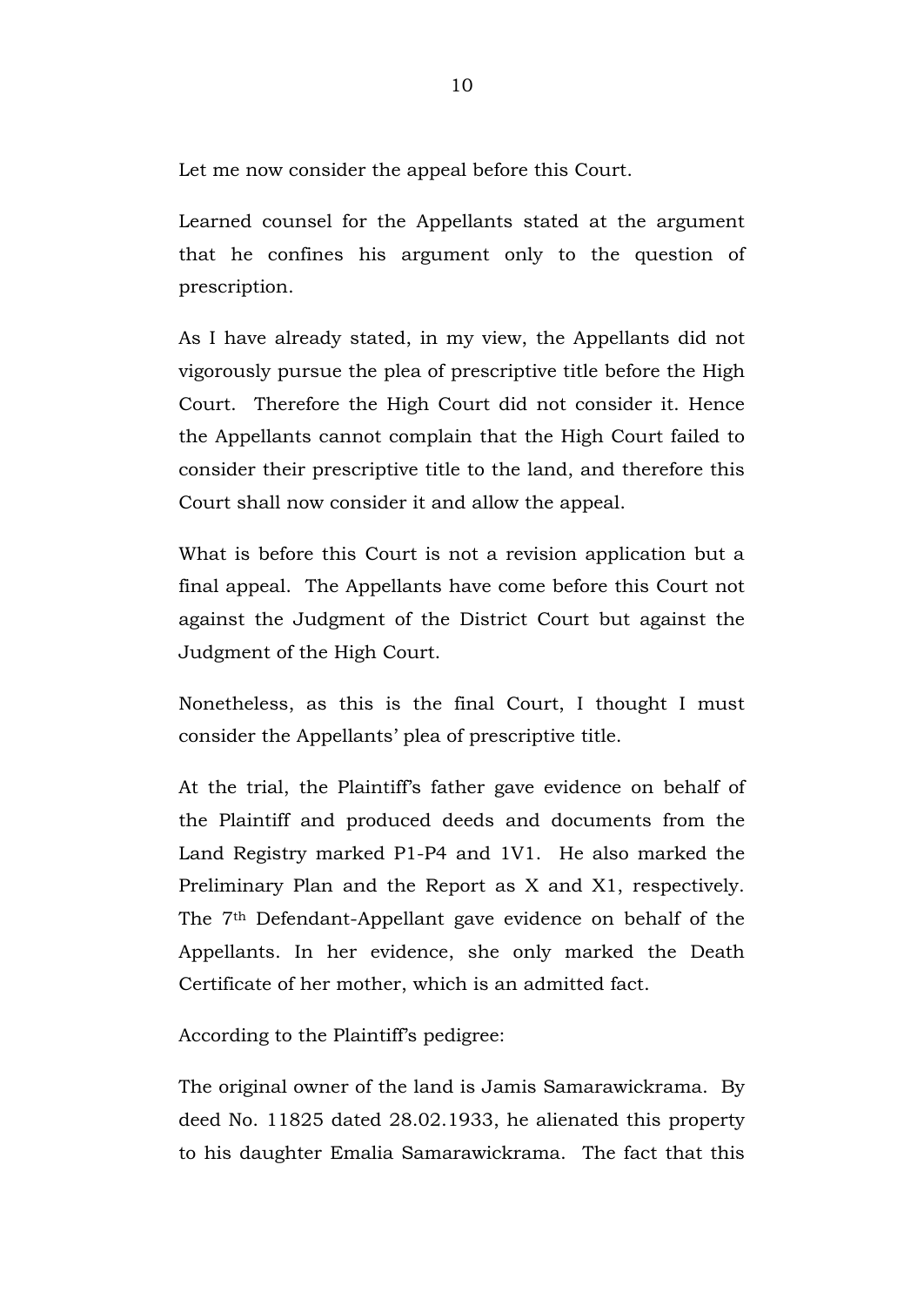Let me now consider the appeal before this Court.

Learned counsel for the Appellants stated at the argument that he confines his argument only to the question of prescription.

As I have already stated, in my view, the Appellants did not vigorously pursue the plea of prescriptive title before the High Court. Therefore the High Court did not consider it. Hence the Appellants cannot complain that the High Court failed to consider their prescriptive title to the land, and therefore this Court shall now consider it and allow the appeal.

What is before this Court is not a revision application but a final appeal. The Appellants have come before this Court not against the Judgment of the District Court but against the Judgment of the High Court.

Nonetheless, as this is the final Court, I thought I must consider the Appellants' plea of prescriptive title.

At the trial, the Plaintiff's father gave evidence on behalf of the Plaintiff and produced deeds and documents from the Land Registry marked P1-P4 and 1V1. He also marked the Preliminary Plan and the Report as X and X1, respectively. The 7th Defendant-Appellant gave evidence on behalf of the Appellants. In her evidence, she only marked the Death Certificate of her mother, which is an admitted fact.

According to the Plaintiff's pedigree:

The original owner of the land is Jamis Samarawickrama. By deed No. 11825 dated 28.02.1933, he alienated this property to his daughter Emalia Samarawickrama. The fact that this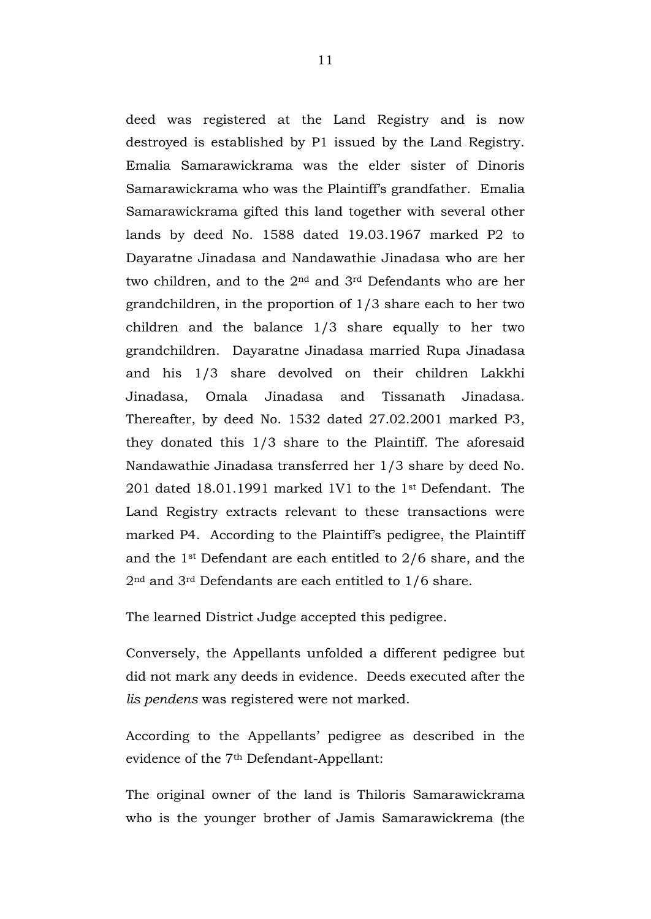deed was registered at the Land Registry and is now destroyed is established by P1 issued by the Land Registry. Emalia Samarawickrama was the elder sister of Dinoris Samarawickrama who was the Plaintiff's grandfather. Emalia Samarawickrama gifted this land together with several other lands by deed No. 1588 dated 19.03.1967 marked P2 to Dayaratne Jinadasa and Nandawathie Jinadasa who are her two children, and to the 2nd and 3rd Defendants who are her grandchildren, in the proportion of 1/3 share each to her two children and the balance 1/3 share equally to her two grandchildren. Dayaratne Jinadasa married Rupa Jinadasa and his 1/3 share devolved on their children Lakkhi Jinadasa, Omala Jinadasa and Tissanath Jinadasa. Thereafter, by deed No. 1532 dated 27.02.2001 marked P3, they donated this 1/3 share to the Plaintiff. The aforesaid Nandawathie Jinadasa transferred her 1/3 share by deed No. 201 dated 18.01.1991 marked 1V1 to the 1st Defendant. The Land Registry extracts relevant to these transactions were marked P4. According to the Plaintiff's pedigree, the Plaintiff and the 1st Defendant are each entitled to 2/6 share, and the 2nd and 3rd Defendants are each entitled to 1/6 share.

The learned District Judge accepted this pedigree.

Conversely, the Appellants unfolded a different pedigree but did not mark any deeds in evidence. Deeds executed after the *lis pendens* was registered were not marked.

According to the Appellants' pedigree as described in the evidence of the 7th Defendant-Appellant:

The original owner of the land is Thiloris Samarawickrama who is the younger brother of Jamis Samarawickrema (the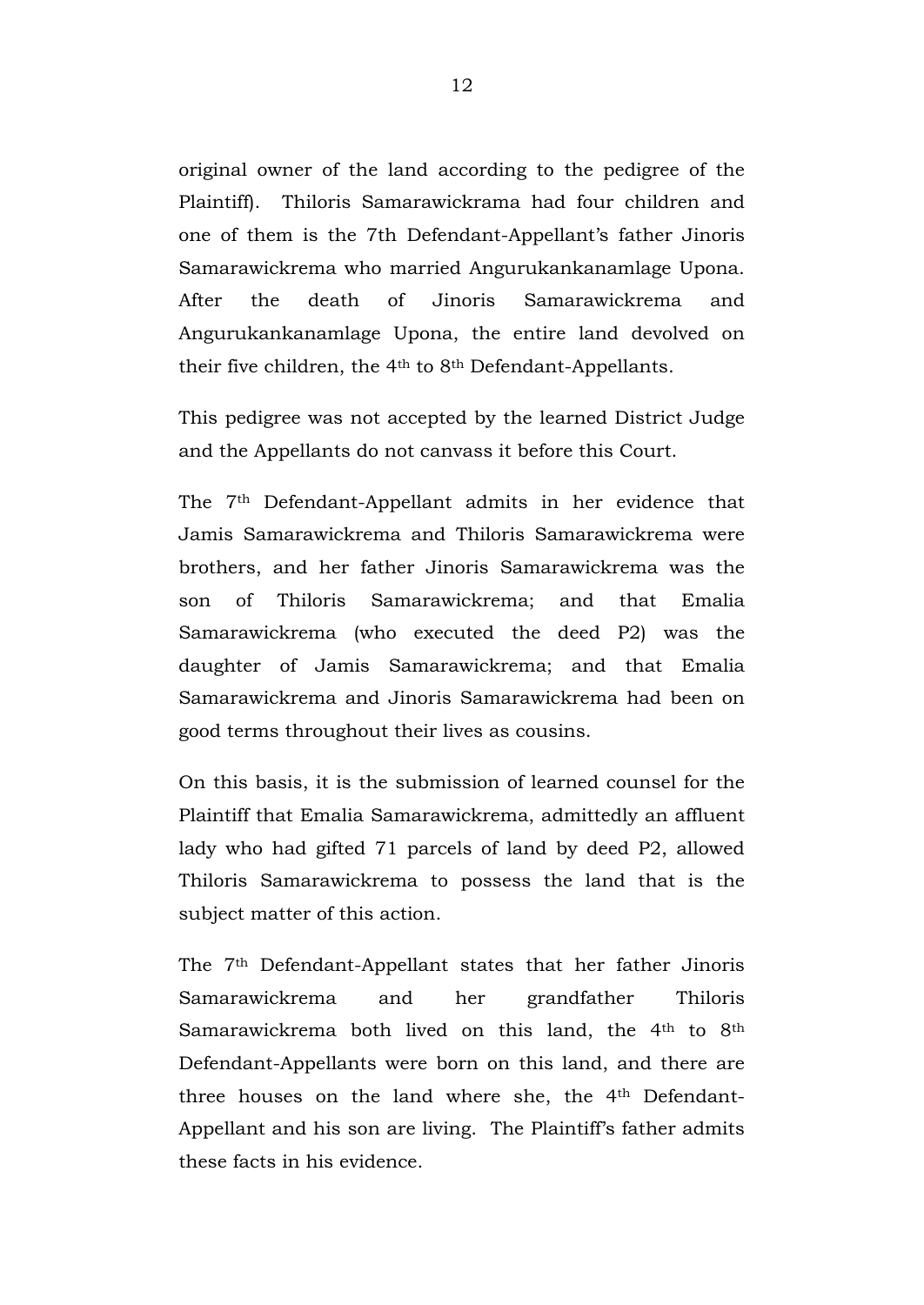original owner of the land according to the pedigree of the Plaintiff). Thiloris Samarawickrama had four children and one of them is the 7th Defendant-Appellant's father Jinoris Samarawickrema who married Angurukankanamlage Upona. After the death of Jinoris Samarawickrema and Angurukankanamlage Upona, the entire land devolved on their five children, the 4th to 8th Defendant-Appellants.

This pedigree was not accepted by the learned District Judge and the Appellants do not canvass it before this Court.

The 7th Defendant-Appellant admits in her evidence that Jamis Samarawickrema and Thiloris Samarawickrema were brothers, and her father Jinoris Samarawickrema was the son of Thiloris Samarawickrema; and that Emalia Samarawickrema (who executed the deed P2) was the daughter of Jamis Samarawickrema; and that Emalia Samarawickrema and Jinoris Samarawickrema had been on good terms throughout their lives as cousins.

On this basis, it is the submission of learned counsel for the Plaintiff that Emalia Samarawickrema, admittedly an affluent lady who had gifted 71 parcels of land by deed P2, allowed Thiloris Samarawickrema to possess the land that is the subject matter of this action.

The 7th Defendant-Appellant states that her father Jinoris Samarawickrema and her grandfather Thiloris Samarawickrema both lived on this land, the 4th to 8th Defendant-Appellants were born on this land, and there are three houses on the land where she, the 4th Defendant-Appellant and his son are living. The Plaintiff's father admits these facts in his evidence.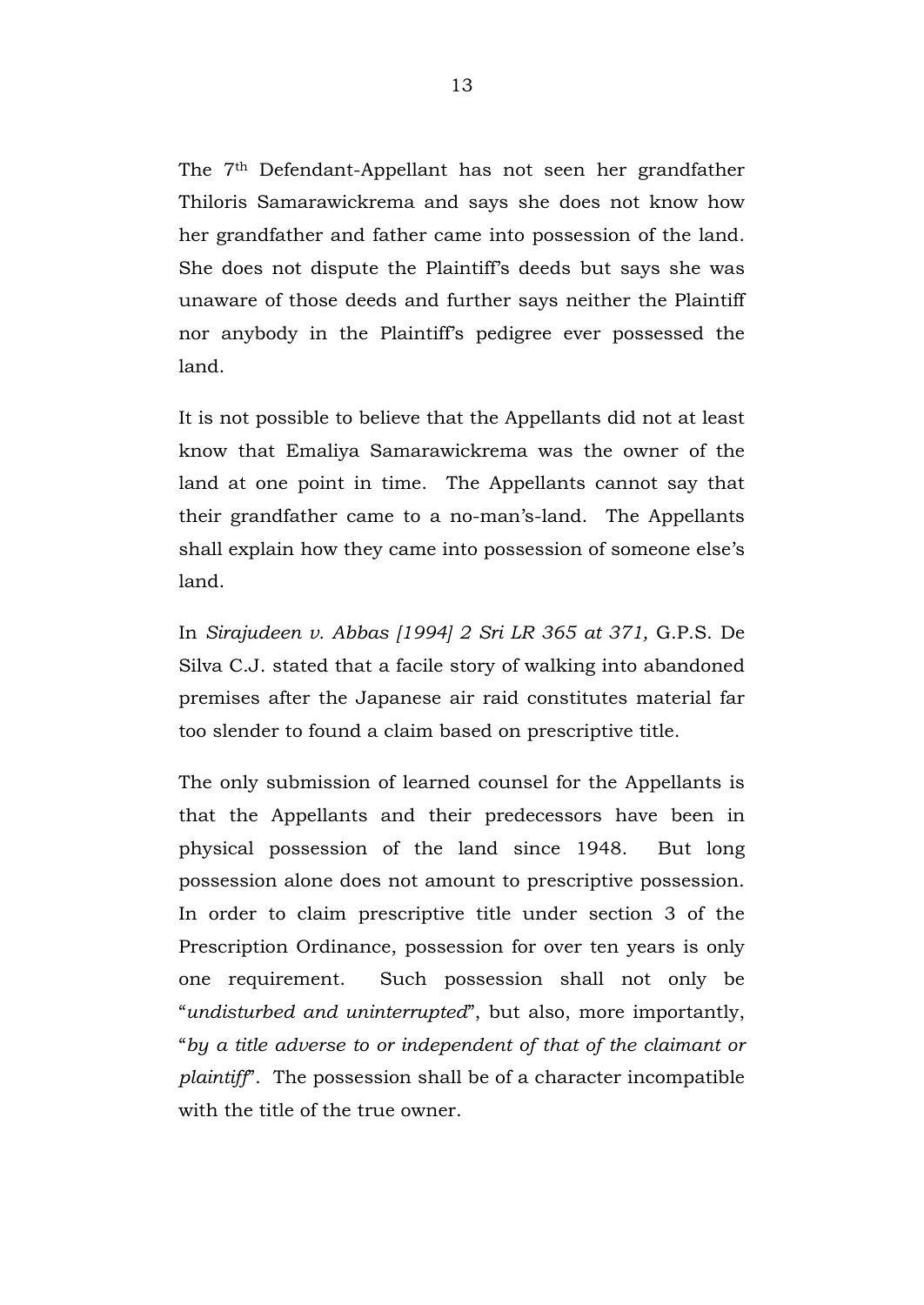The 7th Defendant-Appellant has not seen her grandfather Thiloris Samarawickrema and says she does not know how her grandfather and father came into possession of the land. She does not dispute the Plaintiff's deeds but says she was unaware of those deeds and further says neither the Plaintiff nor anybody in the Plaintiff's pedigree ever possessed the land.

It is not possible to believe that the Appellants did not at least know that Emaliya Samarawickrema was the owner of the land at one point in time. The Appellants cannot say that their grandfather came to a no-man's-land. The Appellants shall explain how they came into possession of someone else's land.

In *Sirajudeen v. Abbas [1994] 2 Sri LR 365 at 371,* G.P.S. De Silva C.J. stated that a facile story of walking into abandoned premises after the Japanese air raid constitutes material far too slender to found a claim based on prescriptive title.

The only submission of learned counsel for the Appellants is that the Appellants and their predecessors have been in physical possession of the land since 1948. But long possession alone does not amount to prescriptive possession. In order to claim prescriptive title under section 3 of the Prescription Ordinance, possession for over ten years is only one requirement. Such possession shall not only be "*undisturbed and uninterrupted*", but also, more importantly, "*by a title adverse to or independent of that of the claimant or plaintiff*". The possession shall be of a character incompatible with the title of the true owner.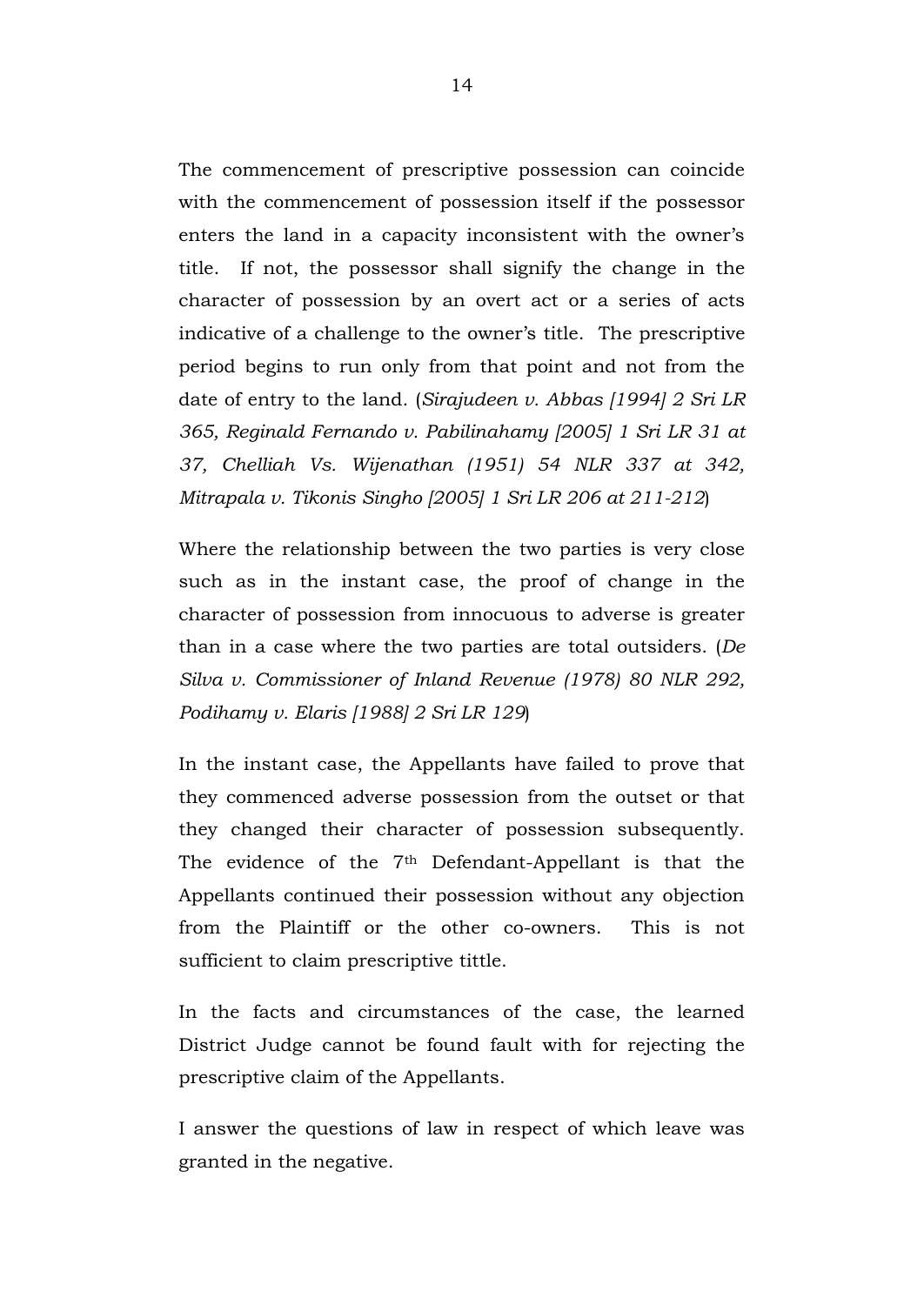The commencement of prescriptive possession can coincide with the commencement of possession itself if the possessor enters the land in a capacity inconsistent with the owner's title. If not, the possessor shall signify the change in the character of possession by an overt act or a series of acts indicative of a challenge to the owner's title. The prescriptive period begins to run only from that point and not from the date of entry to the land. (*Sirajudeen v. Abbas [1994] 2 Sri LR 365, Reginald Fernando v. Pabilinahamy [2005] 1 Sri LR 31 at 37, Chelliah Vs. Wijenathan (1951) 54 NLR 337 at 342, Mitrapala v. Tikonis Singho [2005] 1 Sri LR 206 at 211-212*)

Where the relationship between the two parties is very close such as in the instant case, the proof of change in the character of possession from innocuous to adverse is greater than in a case where the two parties are total outsiders. (*De Silva v. Commissioner of Inland Revenue (1978) 80 NLR 292, Podihamy v. Elaris [1988] 2 Sri LR 129*)

In the instant case, the Appellants have failed to prove that they commenced adverse possession from the outset or that they changed their character of possession subsequently. The evidence of the 7th Defendant-Appellant is that the Appellants continued their possession without any objection from the Plaintiff or the other co-owners. This is not sufficient to claim prescriptive tittle.

In the facts and circumstances of the case, the learned District Judge cannot be found fault with for rejecting the prescriptive claim of the Appellants.

I answer the questions of law in respect of which leave was granted in the negative.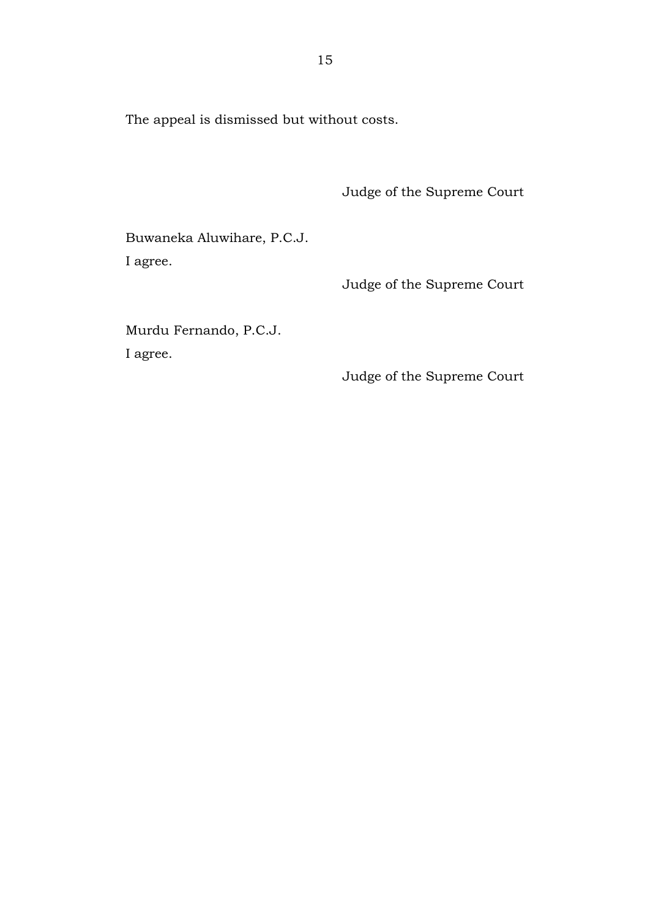The appeal is dismissed but without costs.

Judge of the Supreme Court

Buwaneka Aluwihare, P.C.J.

I agree.

Judge of the Supreme Court

Murdu Fernando, P.C.J.

I agree.

Judge of the Supreme Court